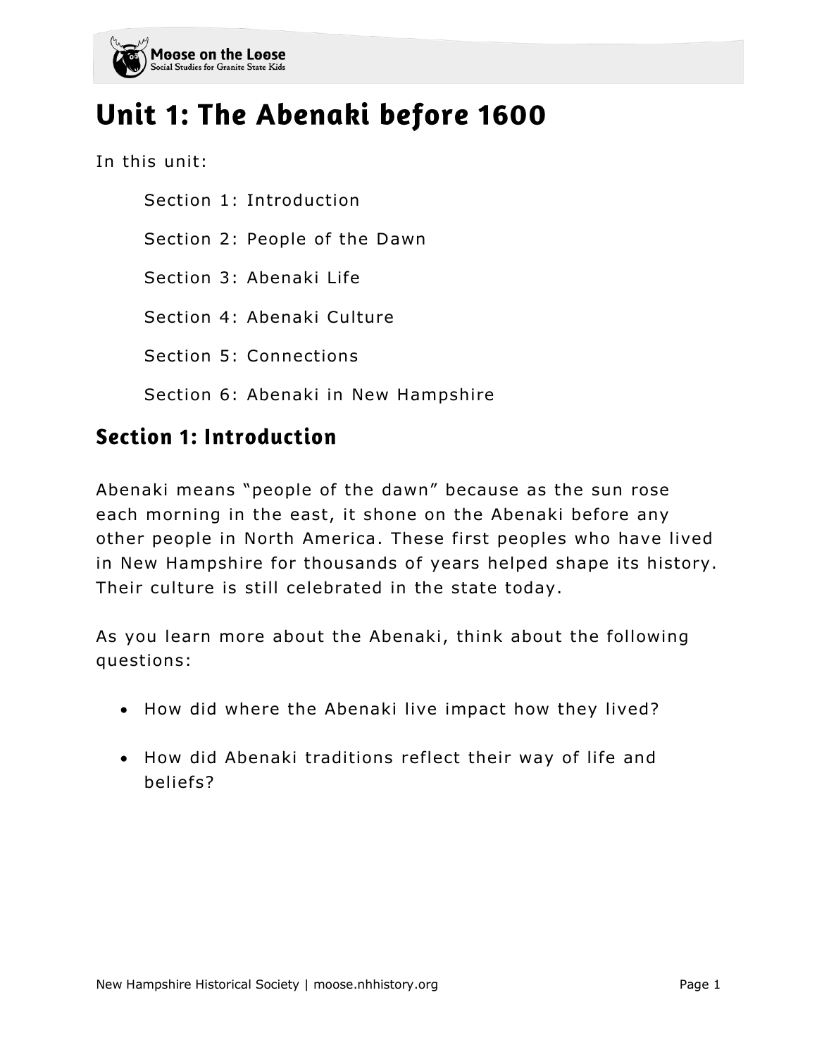# Unit 1: The Abenaki before 1600

In this unit:

- Section 1: Introduction
- Section 2: People of the Dawn
- Section 3: Abenaki Life
- Section 4: Abenaki Culture
- Section 5: Connections
- Section 6: Abenaki in New Hampshire

## Section 1: Introduction

Abenaki means "people of the dawn" because as the sun rose each morning in the east, it shone on the Abenaki before any other people in North America. These first peoples who have lived in New Hampshire for thousands of years helped shape its history. Their culture is still celebrated in the state today.

As you learn more about the Abenaki, think about the following questions:

- How did where the Abenaki live impact how they lived?
- How did Abenaki traditions reflect their way of life and beliefs?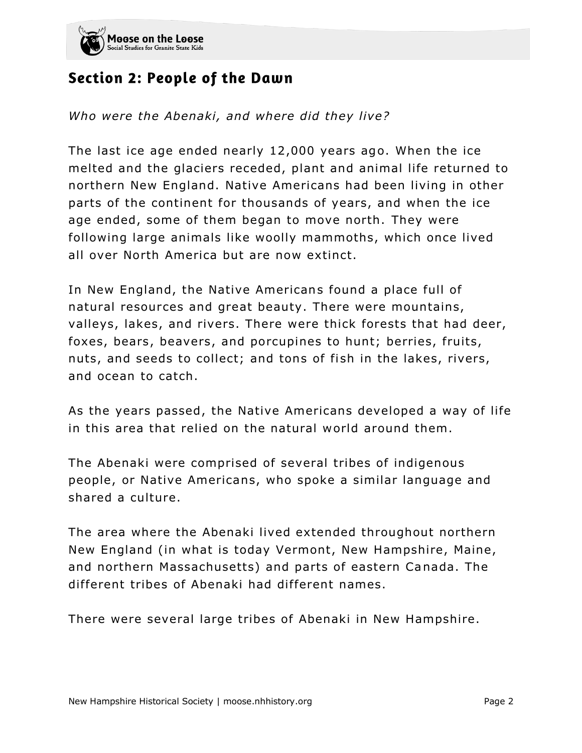## Section 2: People of the Dawn

*Who were the Abenaki, and where did they live?*

The last ice age ended nearly 12,000 years ago. When the ice melted and the glaciers receded, plant and animal life returned to northern New England. Native Americans had been living in other parts of the continent for thousands of years, and when the ice age ended, some of them began to move north. They were following large animals like woolly mammoths, which once lived all over North America but are now extinct.

In New England, the Native Americans found a place full of natural resources and great beauty. There were mountains, valleys, lakes, and rivers. There were thick forests that had deer, foxes, bears, beavers, and porcupines to hunt; berries, fruits, nuts, and seeds to collect; and tons of fish in the lakes, rivers, and ocean to catch.

As the years passed, the Native Americans developed a way of life in this area that relied on the natural world around them.

The Abenaki were comprised of several tribes of indigenous people, or Native Americans, who spoke a similar language and shared a culture.

The area where the Abenaki lived extended throughout northern New England (in what is today Vermont, New Hampshire, Maine, and northern Massachusetts) and parts of eastern Canada. The different tribes of Abenaki had different names.

There were several large tribes of Abenaki in New Hampshire.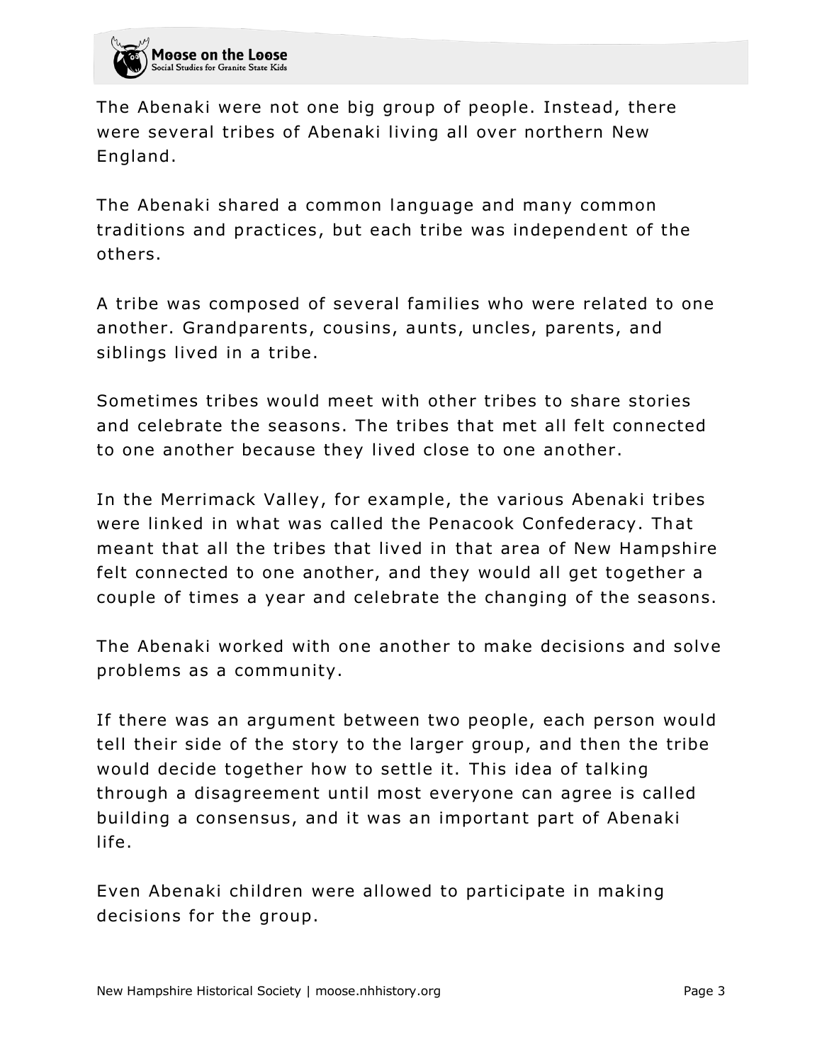The Abenaki were not one big group of people. Instead, there were several tribes of Abenaki living all over northern New England.

The Abenaki shared a common language and many common traditions and practices, but each tribe was independent of the others.

A tribe was composed of several families who were related to one another. Grandparents, cousins, aunts, uncles, parents, and siblings lived in a tribe.

Sometimes tribes would meet with other tribes to share stories and celebrate the seasons. The tribes that met all felt connected to one another because they lived close to one another.

In the Merrimack Valley, for example, the various Abenaki tribes were linked in what was called the Penacook Confederacy. That meant that all the tribes that lived in that area of New Hampshire felt connected to one another, and they would all get together a couple of times a year and celebrate the changing of the seasons.

The Abenaki worked with one another to make decisions and solve problems as a community.

If there was an argument between two people, each person would tell their side of the story to the larger group, and then the tribe would decide together how to settle it. This idea of talking through a disagreement until most everyone can agree is called building a consensus, and it was an important part of Abenaki life.

Even Abenaki children were allowed to participate in making decisions for the group.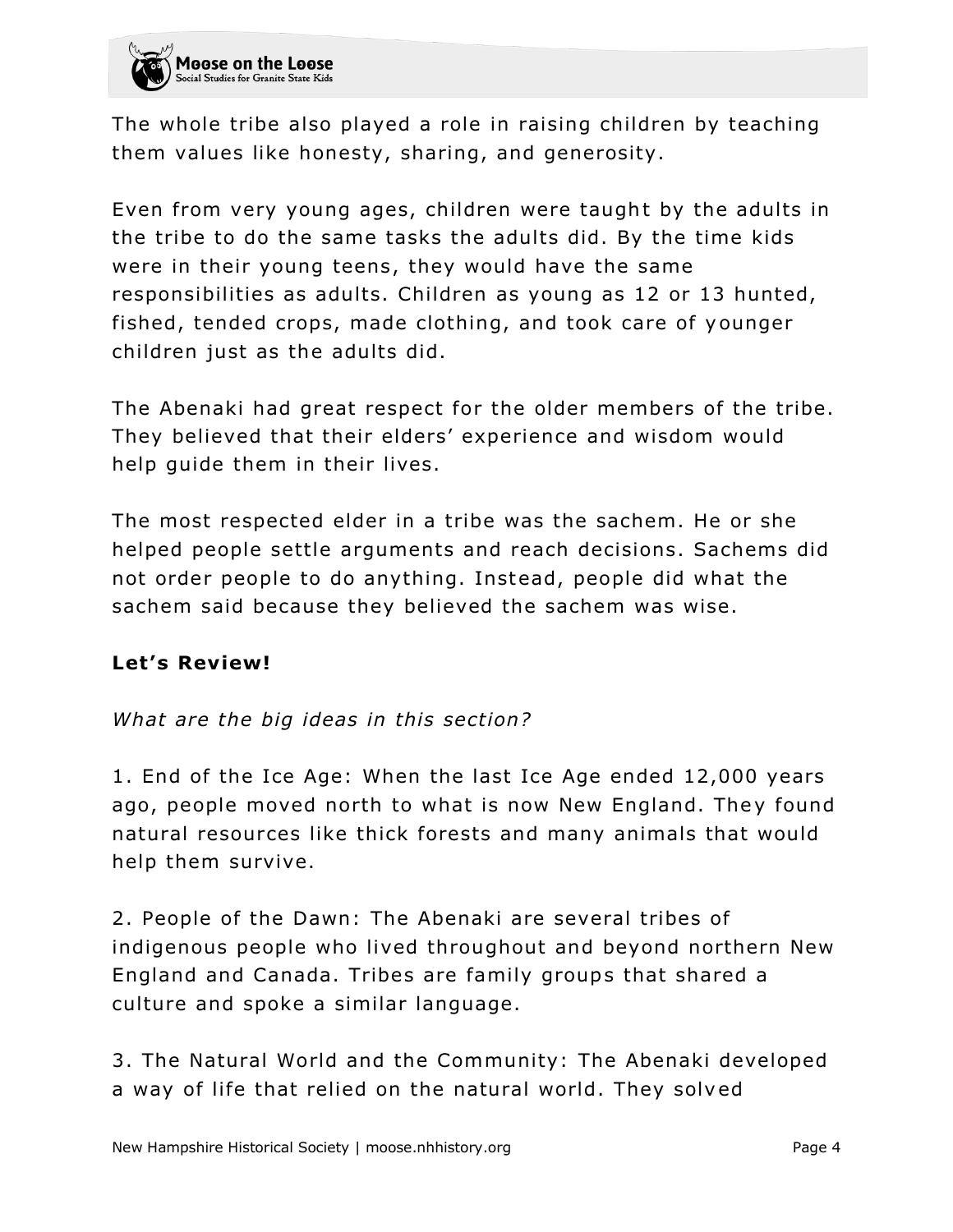The whole tribe also played a role in raising children by teaching them values like honesty, sharing, and generosity.

Even from very young ages, children were taught by the adults in the tribe to do the same tasks the adults did. By the time kids were in their young teens, they would have the same responsibilities as adults. Children as young as 12 or 13 hunted, fished, tended crops, made clothing, and took care of younger children just as the adults did.

The Abenaki had great respect for the older members of the tribe. They believed that their elders' experience and wisdom would help guide them in their lives.

The most respected elder in a tribe was the sachem. He or she helped people settle arguments and reach decisions. Sachems did not order people to do anything. Instead, people did what the sachem said because they believed the sachem was wise.

**Let's Review!**

*What are the big ideas in this section?*

1. End of the Ice Age: When the last Ice Age ended 12,000 years ago, people moved north to what is now New England. They found natural resources like thick forests and many animals that would help them survive.

2. People of the Dawn: The Abenaki are several tribes of indigenous people who lived throughout and beyond northern New England and Canada. Tribes are family groups that shared a culture and spoke a similar language.

3. The Natural World and the Community: The Abenaki developed a way of life that relied on the natural world. They solved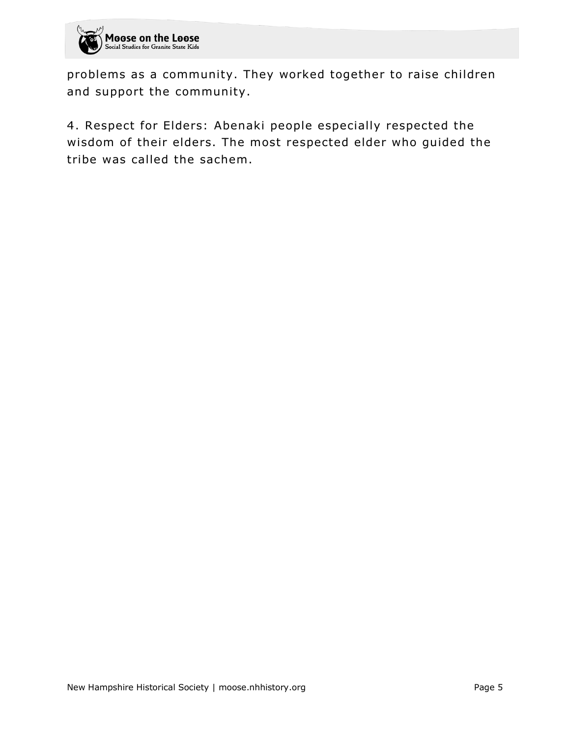problems as a community. They worked together to raise children and support the community.

4. Respect for Elders: Abenaki people especially respected the wisdom of their elders. The most respected elder who guided the tribe was called the sachem.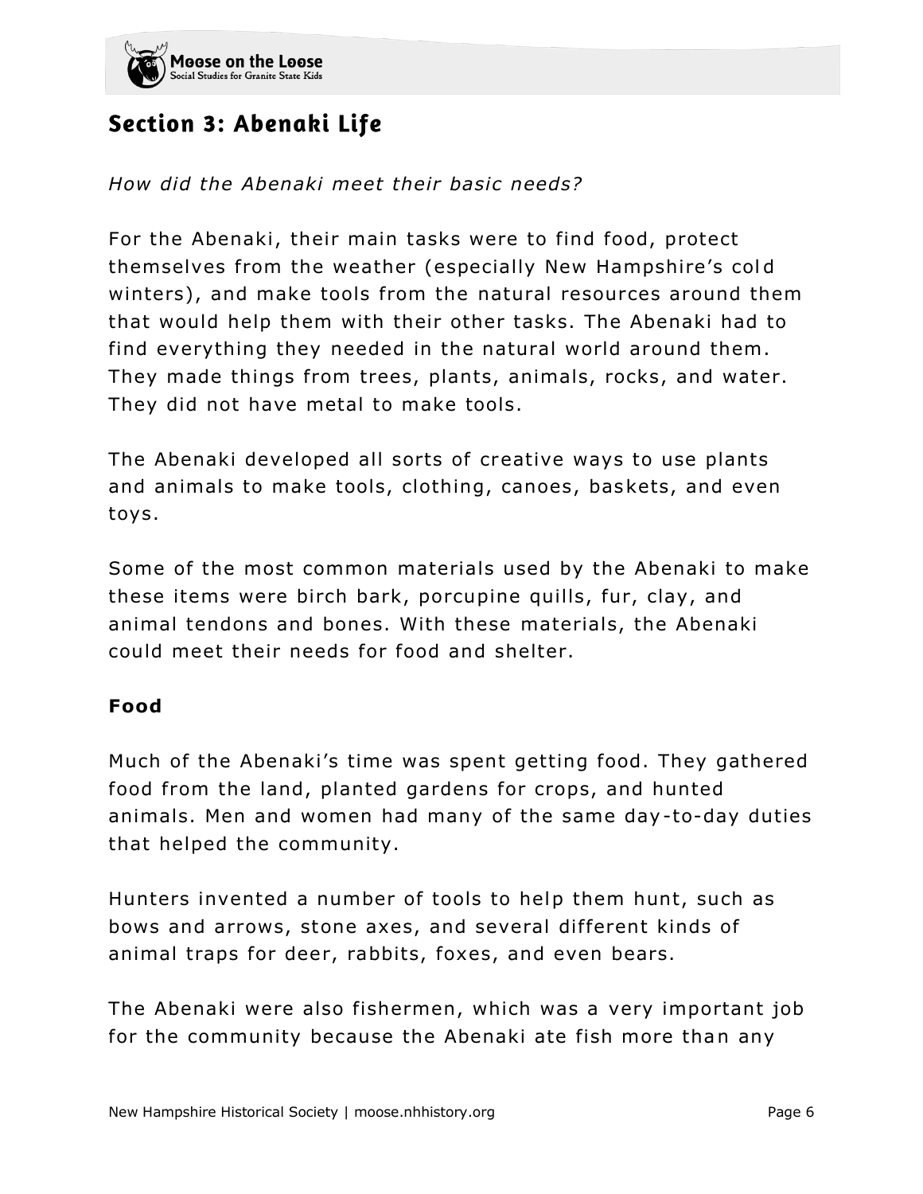## Section 3: Abenaki Life

*How did the Abenaki meet their basic needs?*

For the Abenaki, their main tasks were to find food, protect themselves from the weather (especially New Hampshire's cold winters), and make tools from the natural resources around them that would help them with their other tasks. The Abenaki had to find everything they needed in the natural world around them. They made things from trees, plants, animals, rocks, and water. They did not have metal to make tools.

The Abenaki developed all sorts of creative ways to use plants and animals to make tools, clothing, canoes, baskets, and even toys.

Some of the most common materials used by the Abenaki to make these items were birch bark, porcupine quills, fur, clay, and animal tendons and bones. With these materials, the Abenaki could meet their needs for food and shelter.

### Food

Much of the Abenaki's time was spent getting food. They gathered food from the land, planted gardens for crops, and hunted animals. Men and women had many of the same day-to-day duties that helped the community.

Hunters invented a number of tools to help them hunt, such as bows and arrows, stone axes, and several different kinds of animal traps for deer, rabbits, foxes, and even bears.

The Abenaki were also fishermen, which was a very important job for the community because the Abenaki ate fish more than any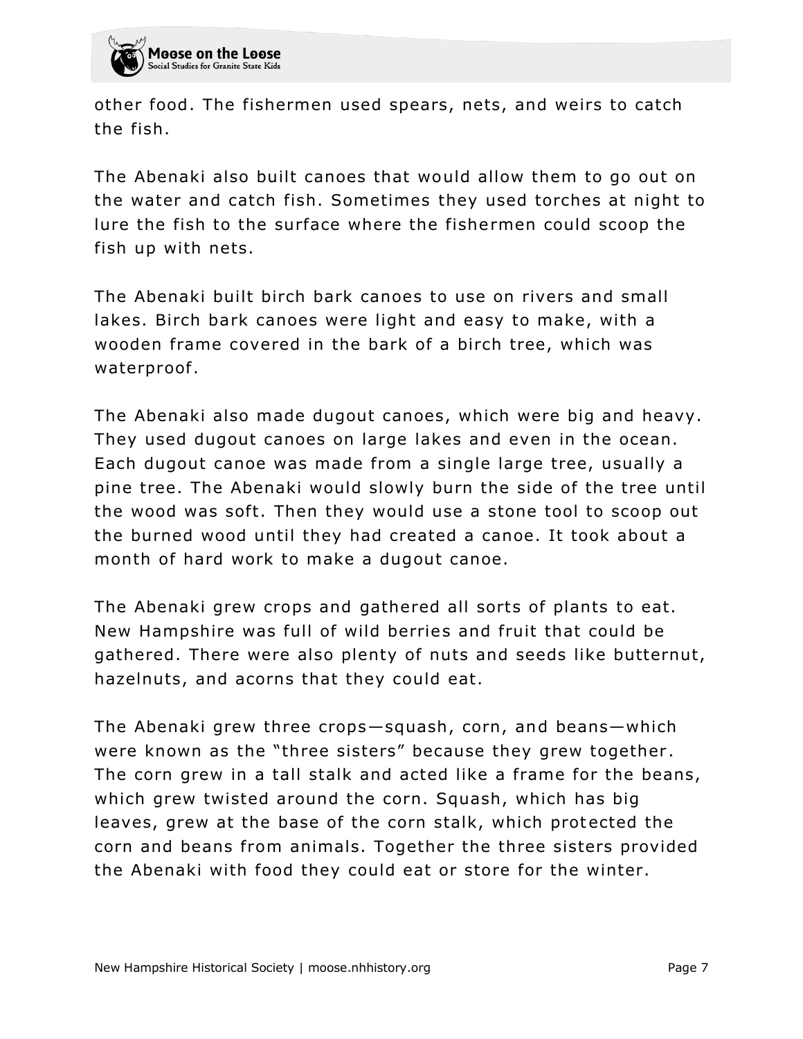other food. The fishermen used spears, nets, and weirs to catch the fish.

The Abenaki also built canoes that would allow them to go out on the water and catch fish. Sometimes they used torches at night to lure the fish to the surface where the fishermen could scoop the fish up with nets.

The Abenaki built birch bark canoes to use on rivers and small lakes. Birch bark canoes were light and easy to make, with a wooden frame covered in the bark of a birch tree, which was waterproof.

The Abenaki also made dugout canoes, which were big and heavy. They used dugout canoes on large lakes and even in the ocean. Each dugout canoe was made from a single large tree, usually a pine tree. The Abenaki would slowly burn the side of the tree until the wood was soft. Then they would use a stone tool to scoop out the burned wood until they had created a canoe. It took about a month of hard work to make a dugout canoe.

The Abenaki grew crops and gathered all sorts of plants to eat. New Hampshire was full of wild berries and fruit that could be gathered. There were also plenty of nuts and seeds like butternut, hazelnuts, and acorns that they could eat.

The Abenaki grew three crops—squash, corn, and beans—which were known as the "three sisters" because they grew together. The corn grew in a tall stalk and acted like a frame for the beans, which grew twisted around the corn. Squash, which has big leaves, grew at the base of the corn stalk, which protected the corn and beans from animals. Together the three sisters provided the Abenaki with food they could eat or store for the winter.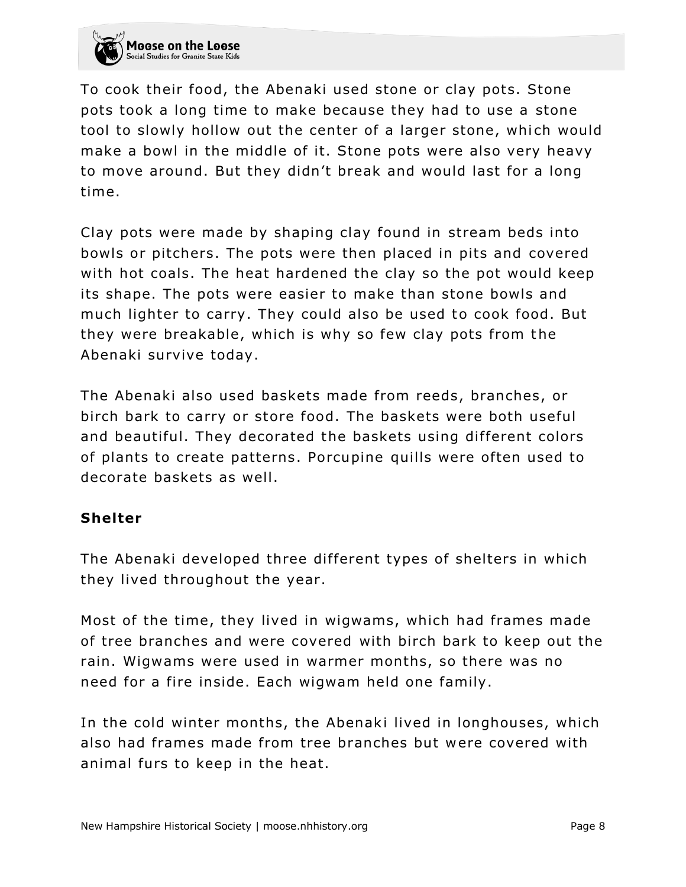To cook their food, the Abenaki used stone or clay pots. Stone pots took a long time to make because they had to use a stone tool to slowly hollow out the center of a larger stone, which would make a bowl in the middle of it. Stone pots were also very heavy to move around. But they didn't break and would last for a long time.

Clay pots were made by shaping clay found in stream beds into bowls or pitchers. The pots were then placed in pits and covered with hot coals. The heat hardened the clay so the pot would keep its shape. The pots were easier to make than stone bowls and much lighter to carry. They could also be used to cook food. But they were breakable, which is why so few clay pots from the Abenaki survive today.

The Abenaki also used baskets made from reeds, branches, or birch bark to carry or store food. The baskets were both useful and beautiful. They decorated the baskets using different colors of plants to create patterns. Porcupine quills were often used to decorate baskets as well.

**Shelter**

The Abenaki developed three different types of shelters in which they lived throughout the year.

Most of the time, they lived in wigwams, which had frames made of tree branches and were covered with birch bark to keep out the rain. Wigwams were used in warmer months, so there was no need for a fire inside. Each wigwam held one family.

In the cold winter months, the Abenaki lived in longhouses, which also had frames made from tree branches but were covered with animal furs to keep in the heat.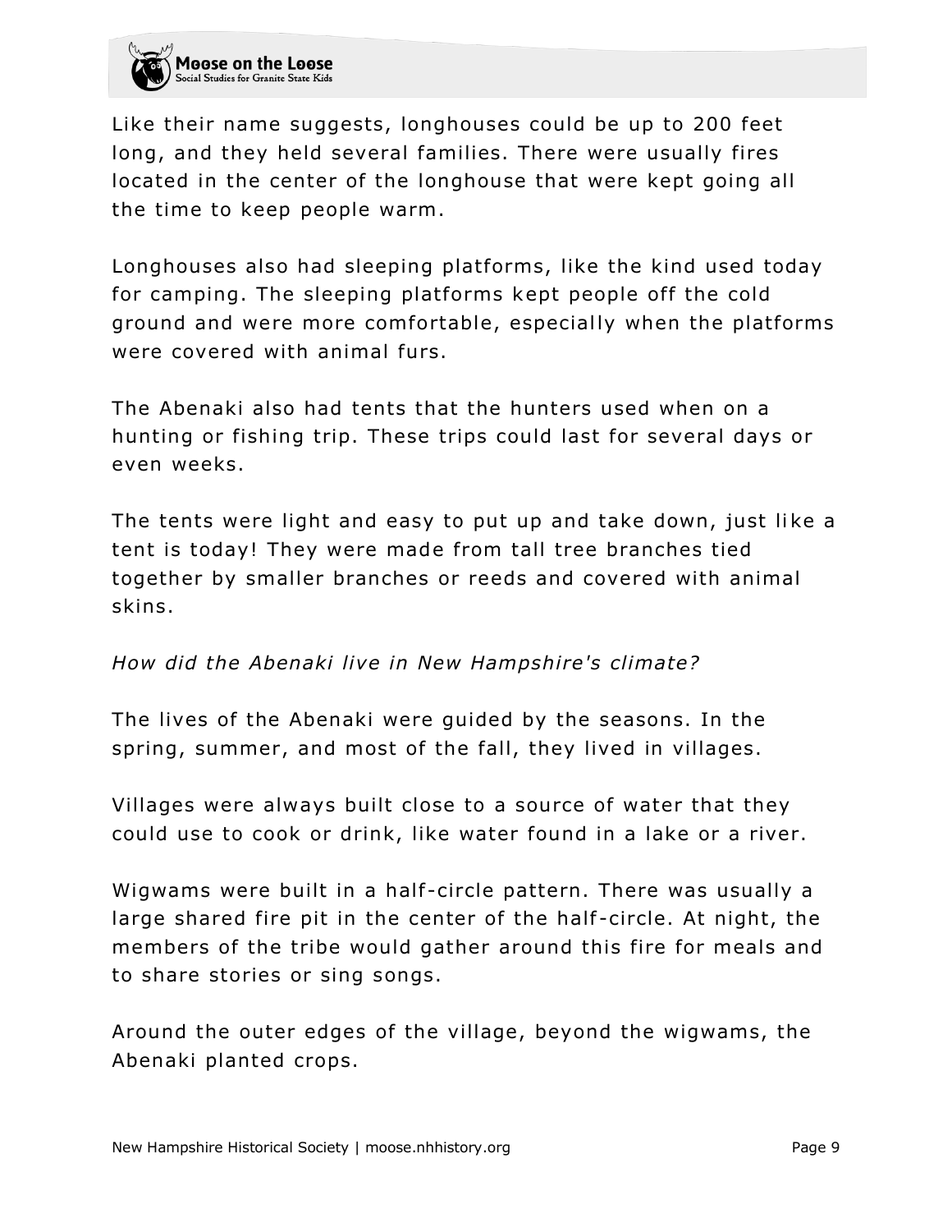Like their name suggests, longhouses could be up to 200 feet long, and they held several families. There were usually fires located in the center of the longhouse that were kept going all the time to keep people warm.

Longhouses also had sleeping platforms, like the kind used today for camping. The sleeping platforms kept people off the cold ground and were more comfortable, especially when the platforms were covered with animal furs.

The Abenaki also had tents that the hunters used when on a hunting or fishing trip. These trips could last for several days or even weeks.

The tents were light and easy to put up and take down, just like a tent is today! They were made from tall tree branches tied together by smaller branches or reeds and covered with animal skins.

*How did the Abenaki live in New Hampshire's climate?*

The lives of the Abenaki were guided by the seasons. In the spring, summer, and most of the fall, they lived in villages.

Villages were always built close to a source of water that they could use to cook or drink, like water found in a lake or a river.

Wigwams were built in a half-circle pattern. There was usually a large shared fire pit in the center of the half-circle. At night, the members of the tribe would gather around this fire for meals and to share stories or sing songs.

Around the outer edges of the village, beyond the wigwams, the Abenaki planted crops.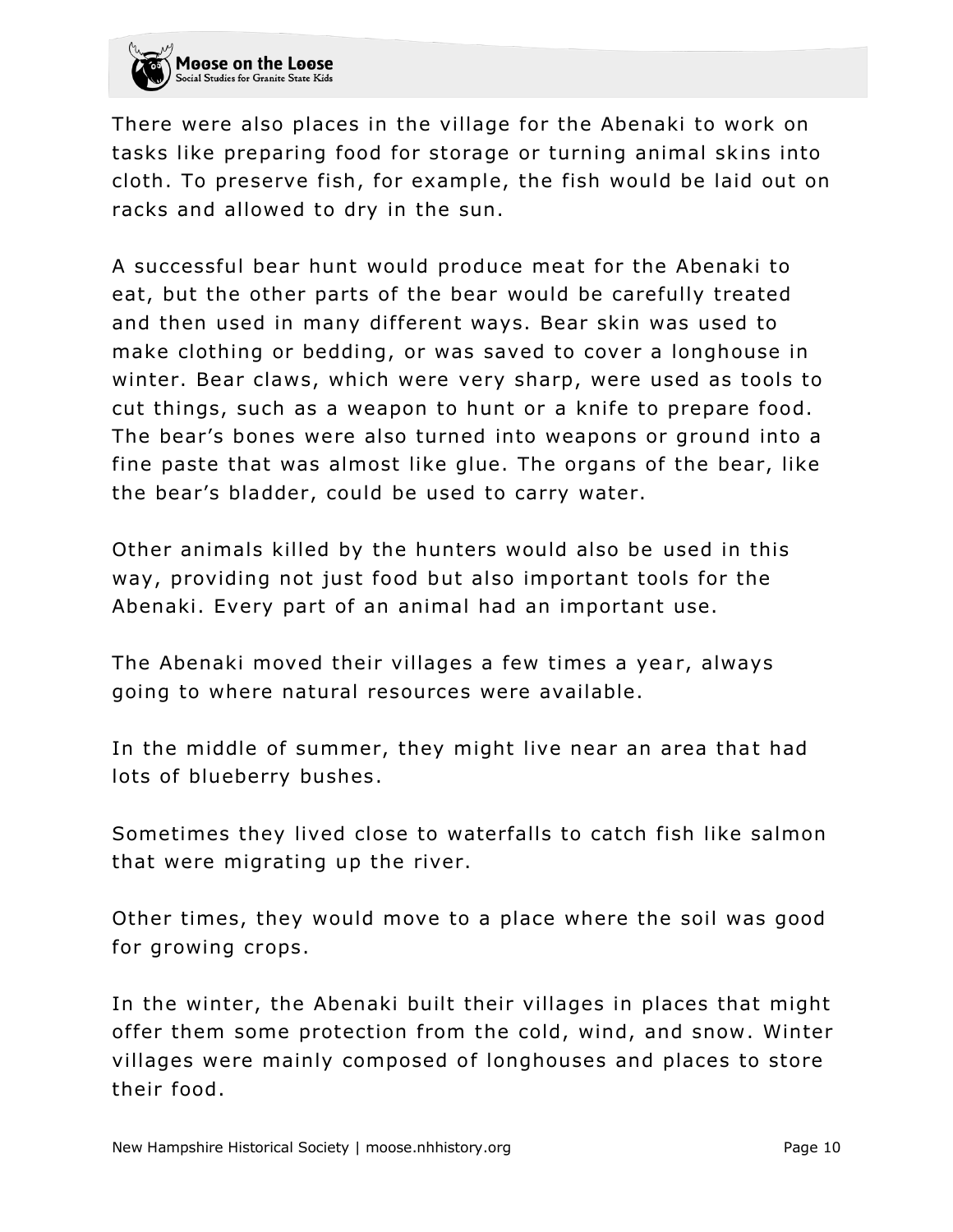There were also places in the village for the Abenaki to work on tasks like preparing food for storage or turning animal skins into cloth. To preserve fish, for example, the fish would be laid out on racks and allowed to dry in the sun.

A successful bear hunt would produce meat for the Abenaki to eat, but the other parts of the bear would be carefully treated and then used in many different ways. Bear skin was used to make clothing or bedding, or was saved to cover a longhouse in winter. Bear claws, which were very sharp, were used as tools to cut things, such as a weapon to hunt or a knife to prepare food. The bear's bones were also turned into weapons or ground into a fine paste that was almost like glue. The organs of the bear, like the bear's bladder, could be used to carry water.

Other animals killed by the hunters would also be used in this way, providing not just food but also important tools for the Abenaki. Every part of an animal had an important use.

The Abenaki moved their villages a few times a year, always going to where natural resources were available.

In the middle of summer, they might live near an area that had lots of blueberry bushes.

Sometimes they lived close to waterfalls to catch fish like salmon that were migrating up the river.

Other times, they would move to a place where the soil was good for growing crops.

In the winter, the Abenaki built their villages in places that might offer them some protection from the cold, wind, and snow. Winter villages were mainly composed of longhouses and places to store their food.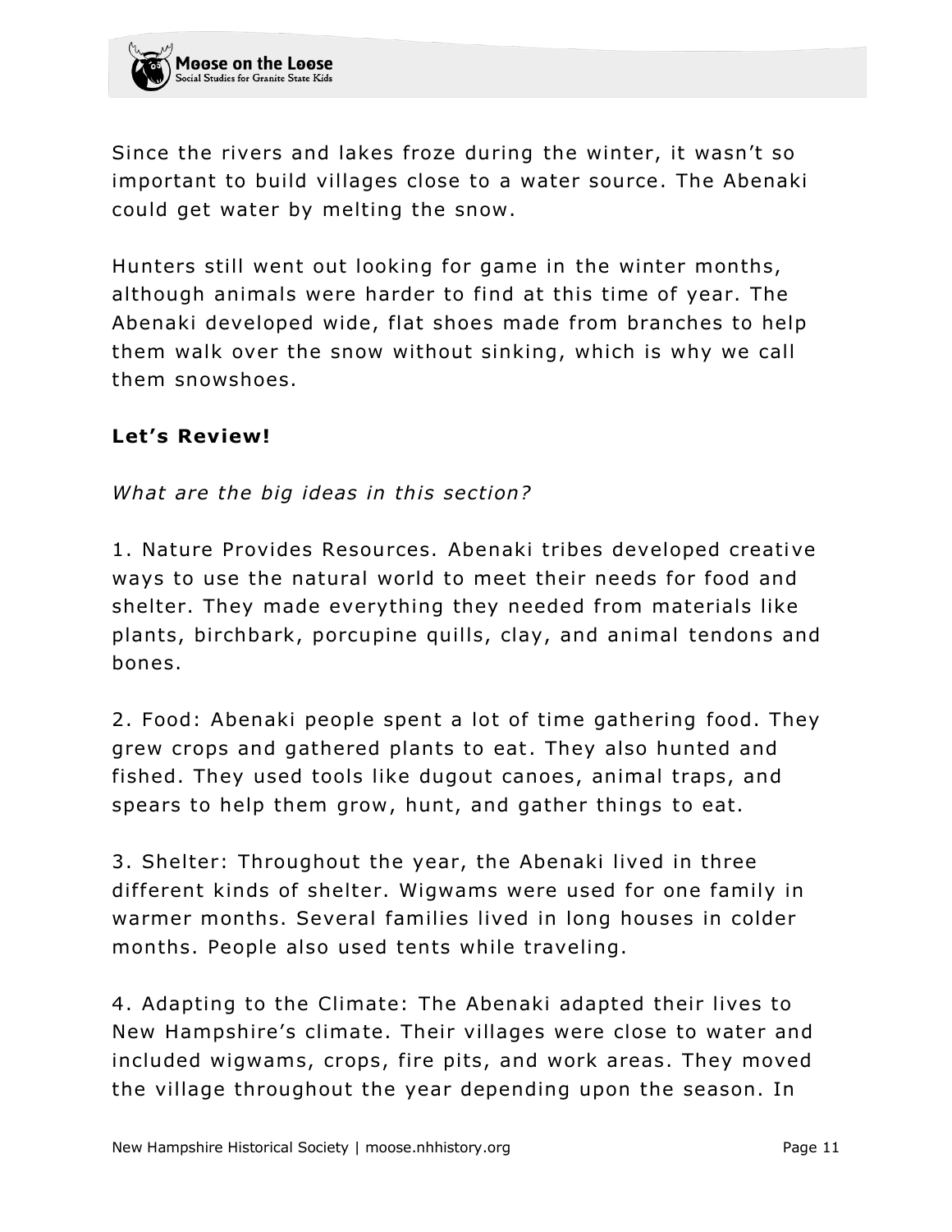Since the rivers and lakes froze during the winter, it wasn't so important to build villages close to a water source. The Abenaki could get water by melting the snow.

Hunters still went out looking for game in the winter months, although animals were harder to find at this time of year. The Abenaki developed wide, flat shoes made from branches to help them walk over the snow without sinking, which is why we call them snowshoes.

**Let's Review!**

*What are the big ideas in this section?*

1. Nature Provides Resources. Abenaki tribes developed creative ways to use the natural world to meet their needs for food and shelter. They made everything they needed from materials like plants, birchbark, porcupine quills, clay, and animal tendons and bones.

2. Food: Abenaki people spent a lot of time gathering food. They grew crops and gathered plants to eat. They also hunted and fished. They used tools like dugout canoes, animal traps, and spears to help them grow, hunt, and gather things to eat.

3. Shelter: Throughout the year, the Abenaki lived in three different kinds of shelter. Wigwams were used for one family in warmer months. Several families lived in long houses in colder months. People also used tents while traveling.

4. Adapting to the Climate: The Abenaki adapted their lives to New Hampshire's climate. Their villages were close to water and included wigwams, crops, fire pits, and work areas. They moved the village throughout the year depending upon the season. In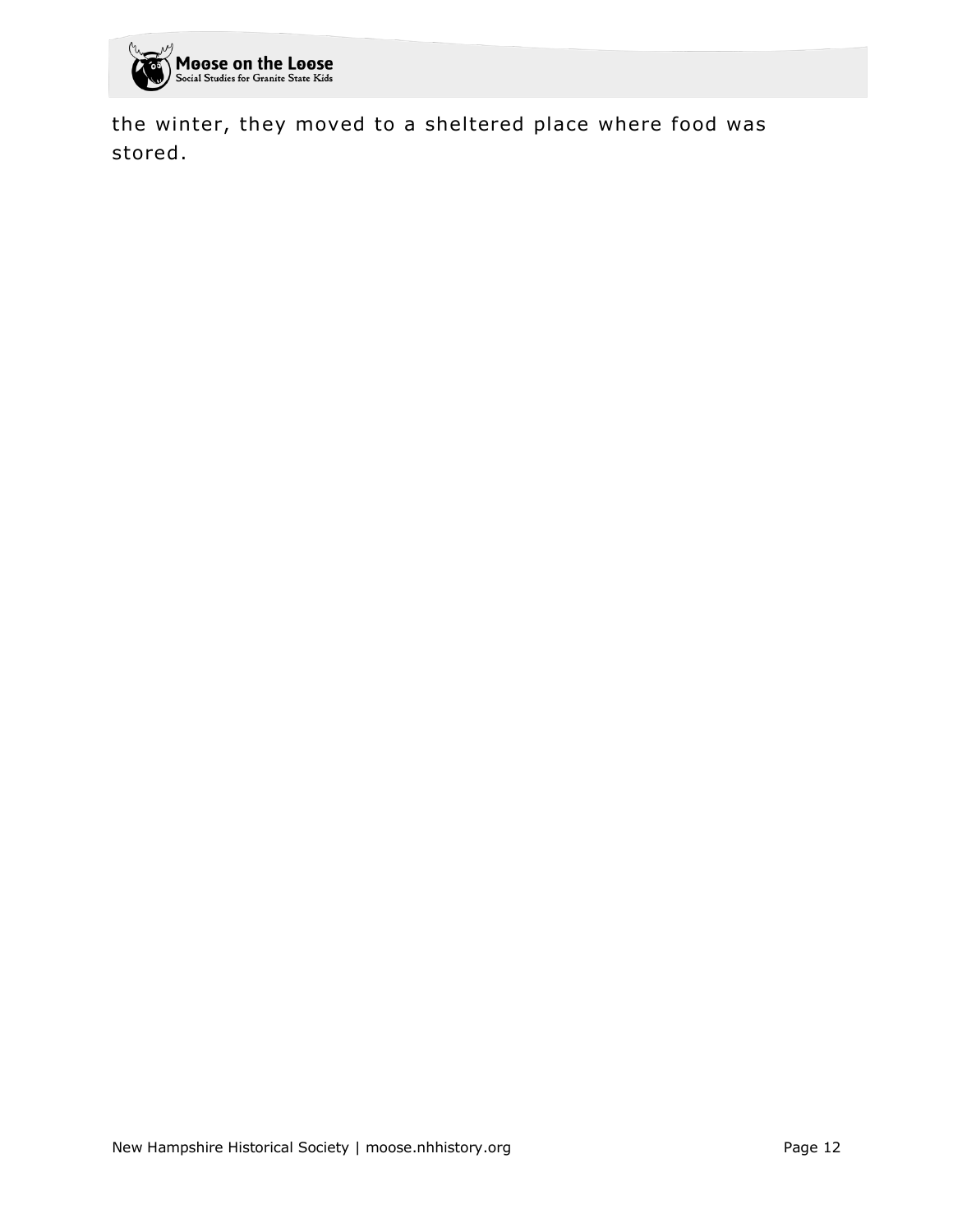the winter, they moved to a sheltered place where food was stored.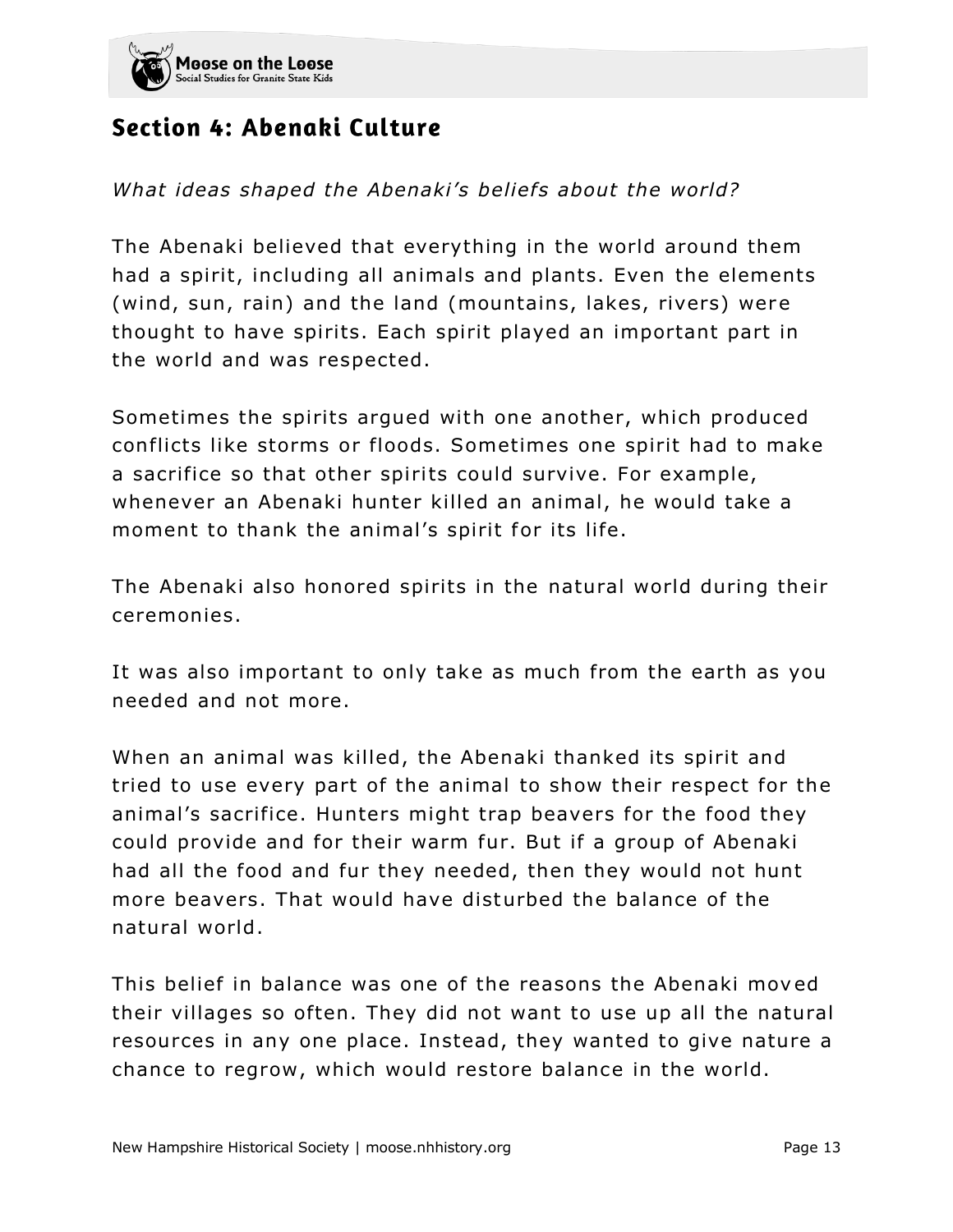## Section 4: Abenaki Culture

*What ideas shaped the Abenaki's beliefs about the world?*

The Abenaki believed that everything in the world around them had a spirit, including all animals and plants. Even the elements (wind, sun, rain) and the land (mountains, lakes, rivers) were thought to have spirits. Each spirit played an important part in the world and was respected.

Sometimes the spirits argued with one another, which produced conflicts like storms or floods. Sometimes one spirit had to make a sacrifice so that other spirits could survive. For example, whenever an Abenaki hunter killed an animal, he would take a moment to thank the animal's spirit for its life.

The Abenaki also honored spirits in the natural world during their ceremonies.

It was also important to only take as much from the earth as you needed and not more.

When an animal was killed, the Abenaki thanked its spirit and tried to use every part of the animal to show their respect for the animal's sacrifice. Hunters might trap beavers for the food they could provide and for their warm fur. But if a group of Abenaki had all the food and fur they needed, then they would not hunt more beavers. That would have disturbed the balance of the natural world.

This belief in balance was one of the reasons the Abenaki moved their villages so often. They did not want to use up all the natural resources in any one place. Instead, they wanted to give nature a chance to regrow, which would restore balance in the world.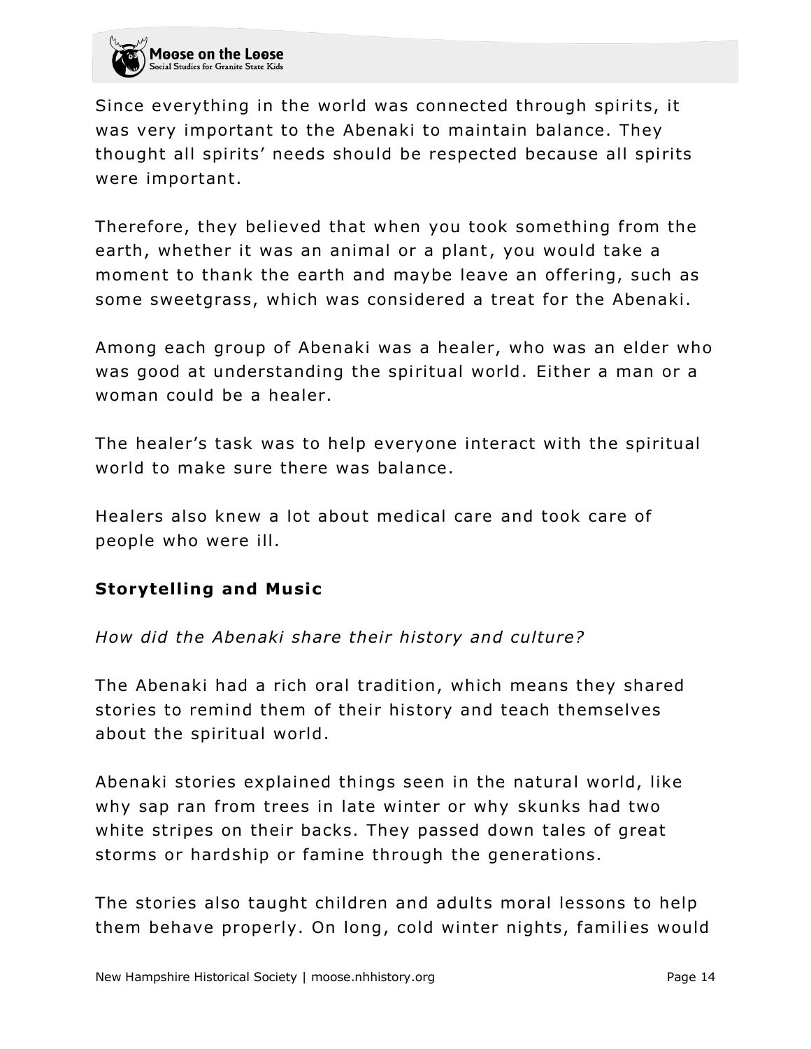Since everything in the world was connected through spirits, it was very important to the Abenaki to maintain balance. They thought all spirits' needs should be respected because all spirits were important.

Therefore, they believed that when you took something from the earth, whether it was an animal or a plant, you would take a moment to thank the earth and maybe leave an offering, such as some sweetgrass, which was considered a treat for the Abenaki.

Among each group of Abenaki was a healer, who was an elder who was good at understanding the spiritual world. Either a man or a woman could be a healer.

The healer's task was to help everyone interact with the spiritual world to make sure there was balance.

Healers also knew a lot about medical care and took care of people who were ill.

### Storytelling and Music

*How did the Abenaki share their history and culture?*

The Abenaki had a rich oral tradition, which means they shared stories to remind them of their history and teach themselves about the spiritual world.

Abenaki stories explained things seen in the natural world, like why sap ran from trees in late winter or why skunks had two white stripes on their backs. They passed down tales of great storms or hardship or famine through the generations.

The stories also taught children and adults moral lessons to help them behave properly. On long, cold winter nights, families would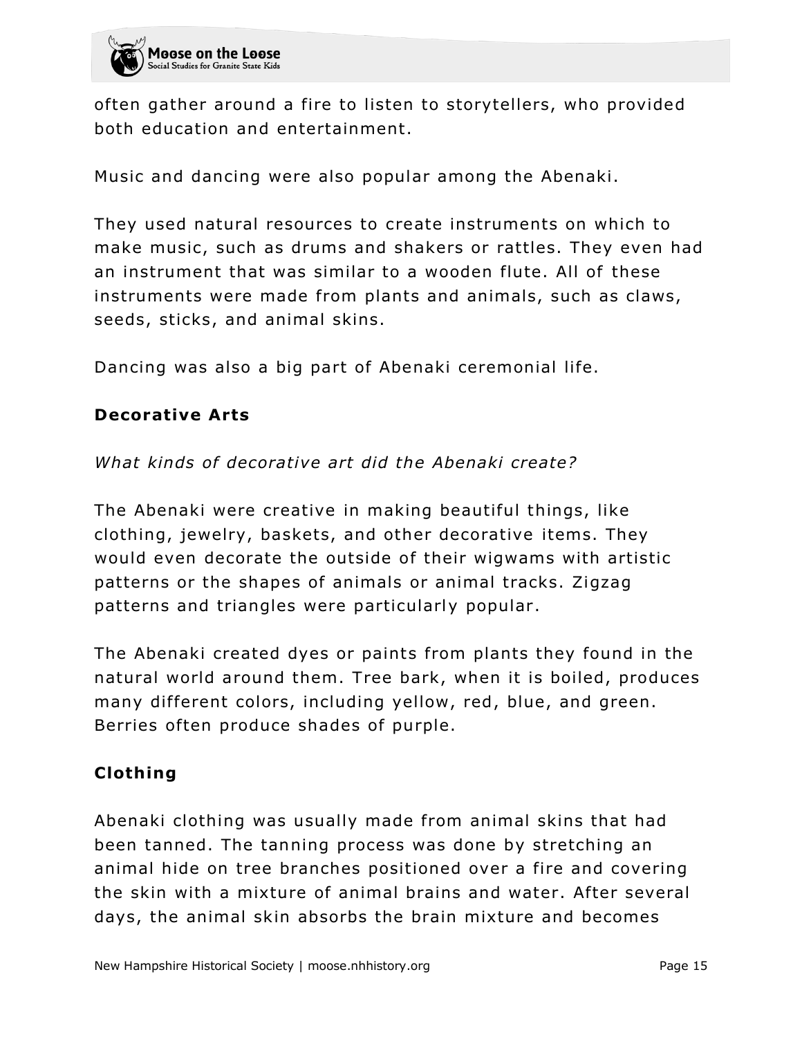often gather around a fire to listen to storytellers, who provided both education and entertainment.

Music and dancing were also popular among the Abenaki.

They used natural resources to create instruments on which to make music, such as drums and shakers or rattles. They even had an instrument that was similar to a wooden flute. All of these instruments were made from plants and animals, such as claws, seeds, sticks, and animal skins.

Dancing was also a big part of Abenaki ceremonial life.

### Decorative Arts

*What kinds of decorative art did the Abenaki create?*

The Abenaki were creative in making beautiful things, like clothing, jewelry, baskets, and other decorative items. They would even decorate the outside of their wigwams with artistic patterns or the shapes of animals or animal tracks. Zigzag patterns and triangles were particularly popular.

The Abenaki created dyes or paints from plants they found in the natural world around them. Tree bark, when it is boiled, produces many different colors, including yellow, red, blue, and green. Berries often produce shades of purple.

### Clothing

Abenaki clothing was usually made from animal skins that had been tanned. The tanning process was done by stretching an animal hide on tree branches positioned over a fire and covering the skin with a mixture of animal brains and water. After several days, the animal skin absorbs the brain mixture and becomes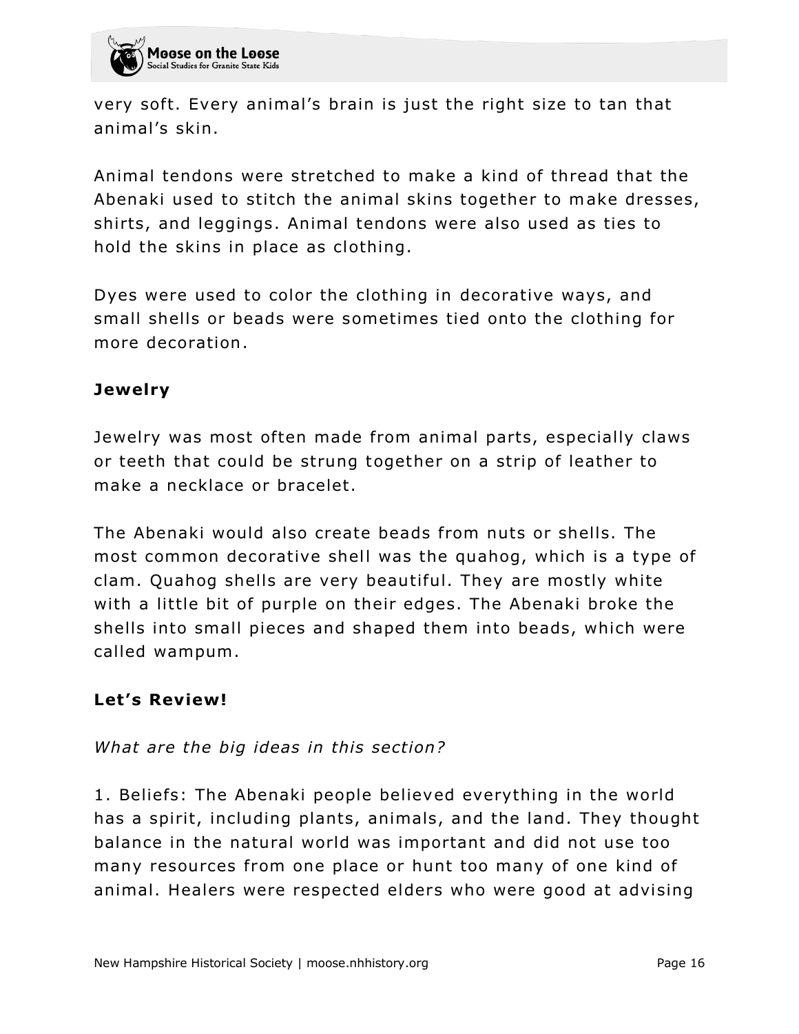very soft. Every animal's brain is just the right size to tan that animal's skin.

Animal tendons were stretched to make a kind of thread that the Abenaki used to stitch the animal skins together to make dresses, shirts, and leggings. Animal tendons were also used as ties to hold the skins in place as clothing.

Dyes were used to color the clothing in decorative ways, and small shells or beads were sometimes tied onto the clothing for more decoration.

**Jewelry**

Jewelry was most often made from animal parts, especially claws or teeth that could be strung together on a strip of leather to make a necklace or bracelet.

The Abenaki would also create beads from nuts or shells. The most common decorative shell was the quahog, which is a type of clam. Quahog shells are very beautiful. They are mostly white with a little bit of purple on their edges. The Abenaki broke the shells into small pieces and shaped them into beads, which were called wampum.

**Let's Review!**

*What are the big ideas in this section?*

1. Beliefs: The Abenaki people believed everything in the world has a spirit, including plants, animals, and the land. They thought balance in the natural world was important and did not use too many resources from one place or hunt too many of one kind of animal. Healers were respected elders who were good at advising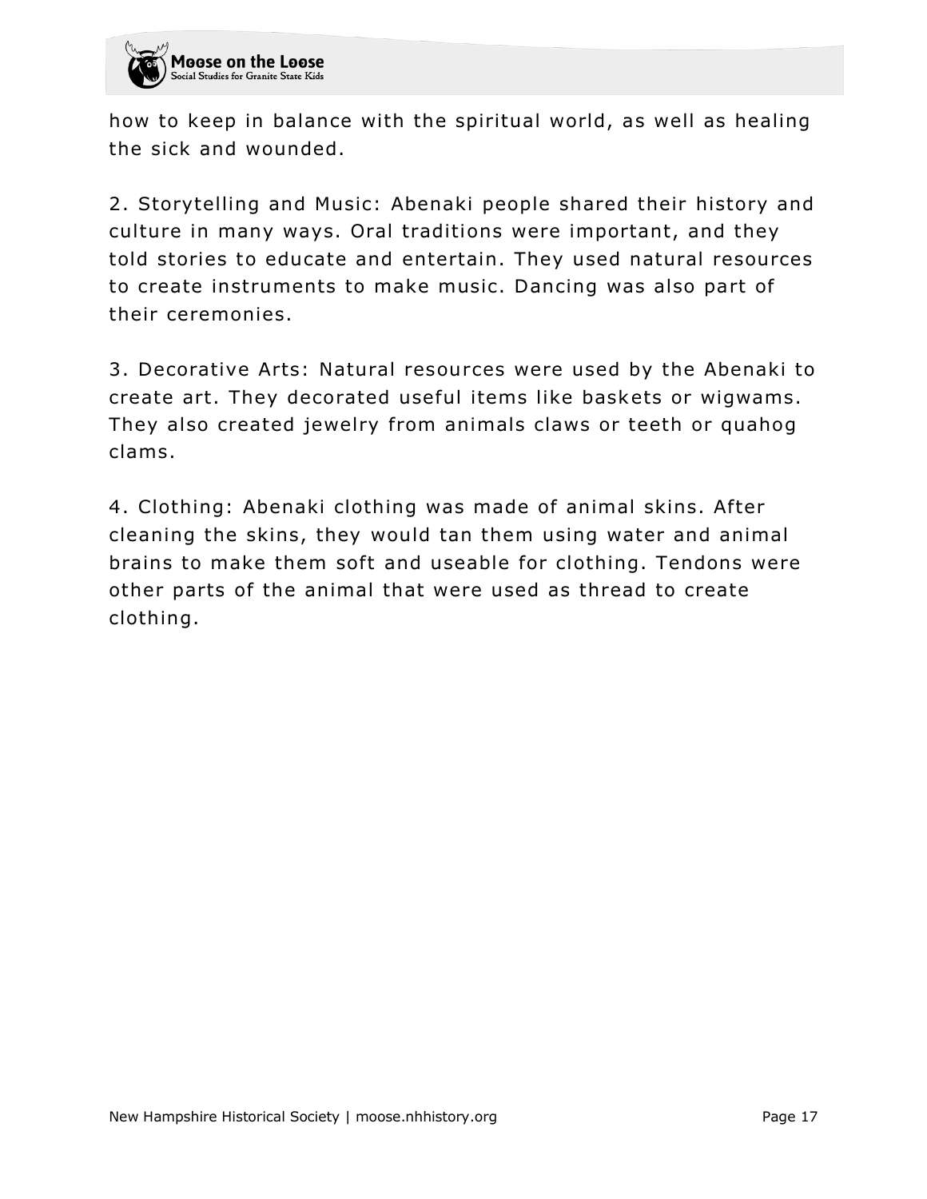how to keep in balance with the spiritual world, as well as healing the sick and wounded.

2. Storytelling and Music: Abenaki people shared their history and culture in many ways. Oral traditions were important, and they told stories to educate and entertain. They used natural resources to create instruments to make music. Dancing was also part of their ceremonies.

3. Decorative Arts: Natural resources were used by the Abenaki to create art. They decorated useful items like baskets or wigwams. They also created jewelry from animals claws or teeth or quahog clams.

4. Clothing: Abenaki clothing was made of animal skins. After cleaning the skins, they would tan them using water and animal brains to make them soft and useable for clothing. Tendons were other parts of the animal that were used as thread to create clothing.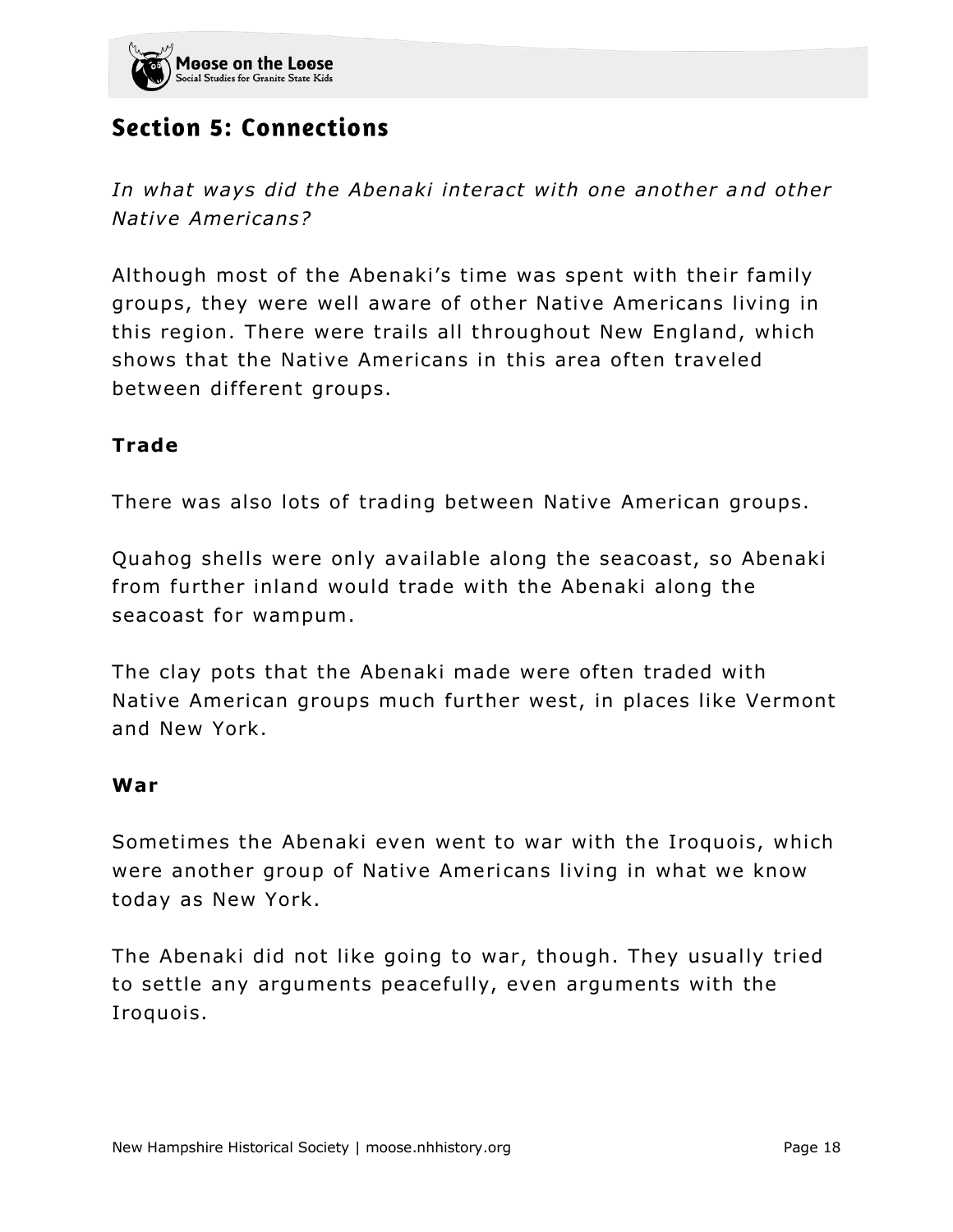## Section 5: Connections

*In what ways did the Abenaki interact with one another and other Native Americans?*

Although most of the Abenaki's time was spent with their family groups, they were well aware of other Native Americans living in this region. There were trails all throughout New England, which shows that the Native Americans in this area often traveled between different groups.

### Trade

There was also lots of trading between Native American groups.

Quahog shells were only available along the seacoast, so Abenaki from further inland would trade with the Abenaki along the seacoast for wampum.

The clay pots that the Abenaki made were often traded with Native American groups much further west, in places like Vermont and New York.

### War

Sometimes the Abenaki even went to war with the Iroquois, which were another group of Native Americans living in what we know today as New York.

The Abenaki did not like going to war, though. They usually tried to settle any arguments peacefully, even arguments with the Iroquois.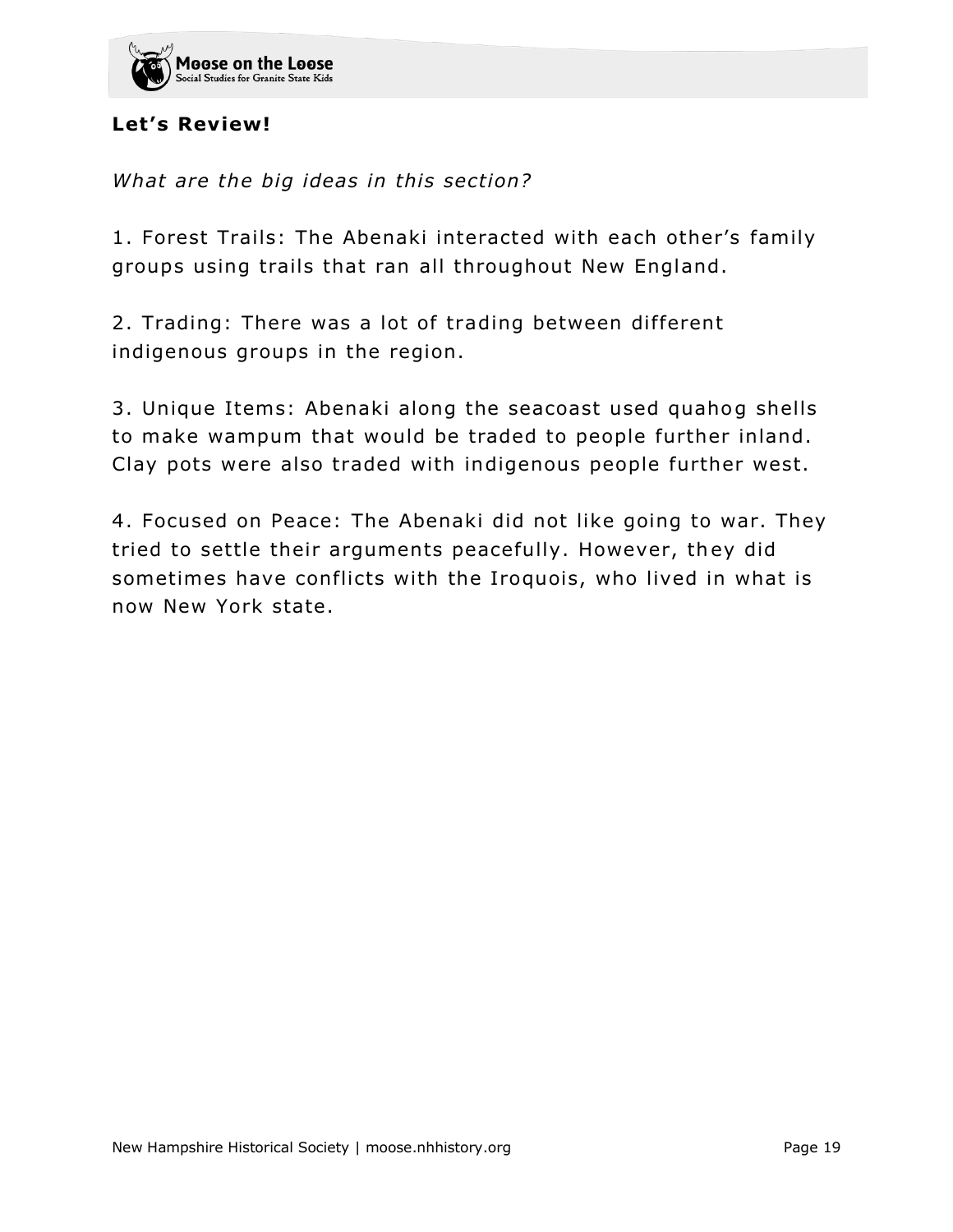**Let's Review!**

*What are the big ideas in this section?*

1. Forest Trails: The Abenaki interacted with each other's family groups using trails that ran all throughout New England.

2. Trading: There was a lot of trading between different indigenous groups in the region.

3. Unique Items: Abenaki along the seacoast used quahog shells to make wampum that would be traded to people further inland. Clay pots were also traded with indigenous people further west.

4. Focused on Peace: The Abenaki did not like going to war. They tried to settle their arguments peacefully. However, they did sometimes have conflicts with the Iroquois, who lived in what is now New York state.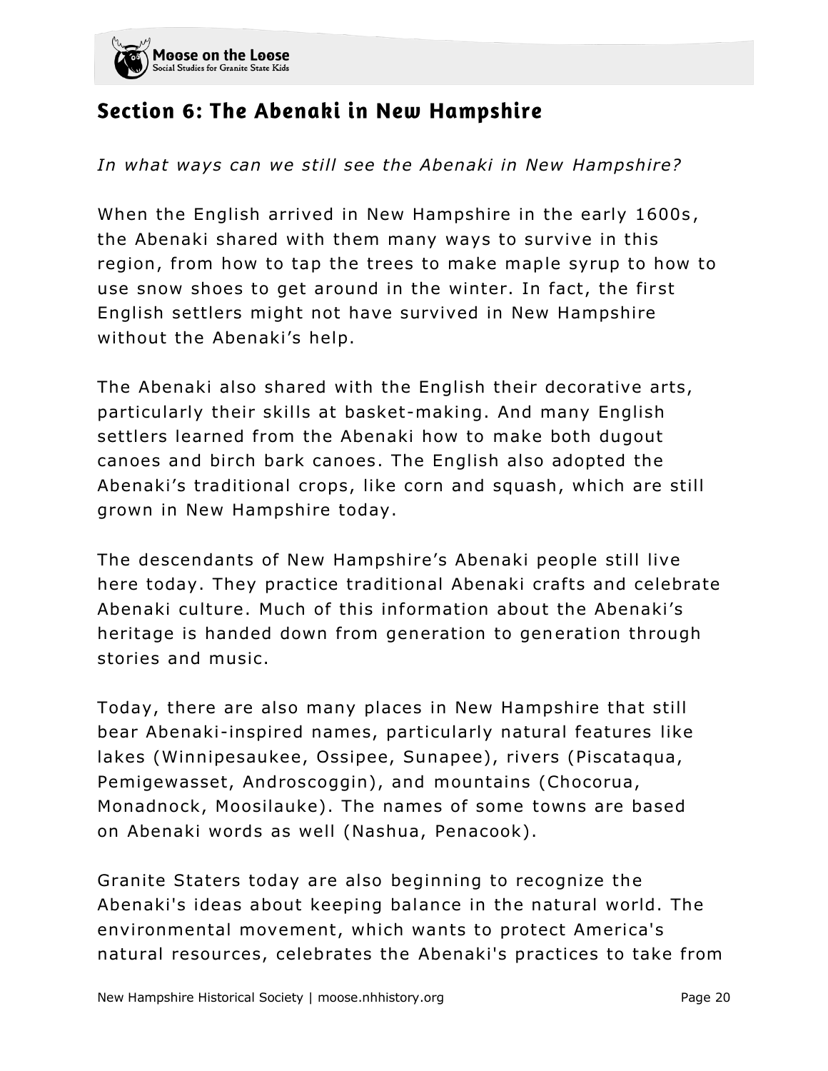## Section 6: The Abenaki in New Hampshire

*In what ways can we still see the Abenaki in New Hampshire?*

When the English arrived in New Hampshire in the early 1600s, the Abenaki shared with them many ways to survive in this region, from how to tap the trees to make maple syrup to how to use snow shoes to get around in the winter. In fact, the first English settlers might not have survived in New Hampshire without the Abenaki's help.

The Abenaki also shared with the English their decorative arts, particularly their skills at basket-making. And many English settlers learned from the Abenaki how to make both dugout canoes and birch bark canoes. The English also adopted the Abenaki's traditional crops, like corn and squash, which are still grown in New Hampshire today.

The descendants of New Hampshire's Abenaki people still live here today. They practice traditional Abenaki crafts and celebrate Abenaki culture. Much of this information about the Abenaki's heritage is handed down from generation to generation through stories and music.

Today, there are also many places in New Hampshire that still bear Abenaki-inspired names, particularly natural features like lakes (Winnipesaukee, Ossipee, Sunapee), rivers (Piscataqua, Pemigewasset, Androscoggin), and mountains (Chocorua, Monadnock, Moosilauke). The names of some towns are based on Abenaki words as well (Nashua, Penacook).

Granite Staters today are also beginning to recognize the Abenaki's ideas about keeping balance in the natural world. The environmental movement, which wants to protect America's natural resources, celebrates the Abenaki's practices to take from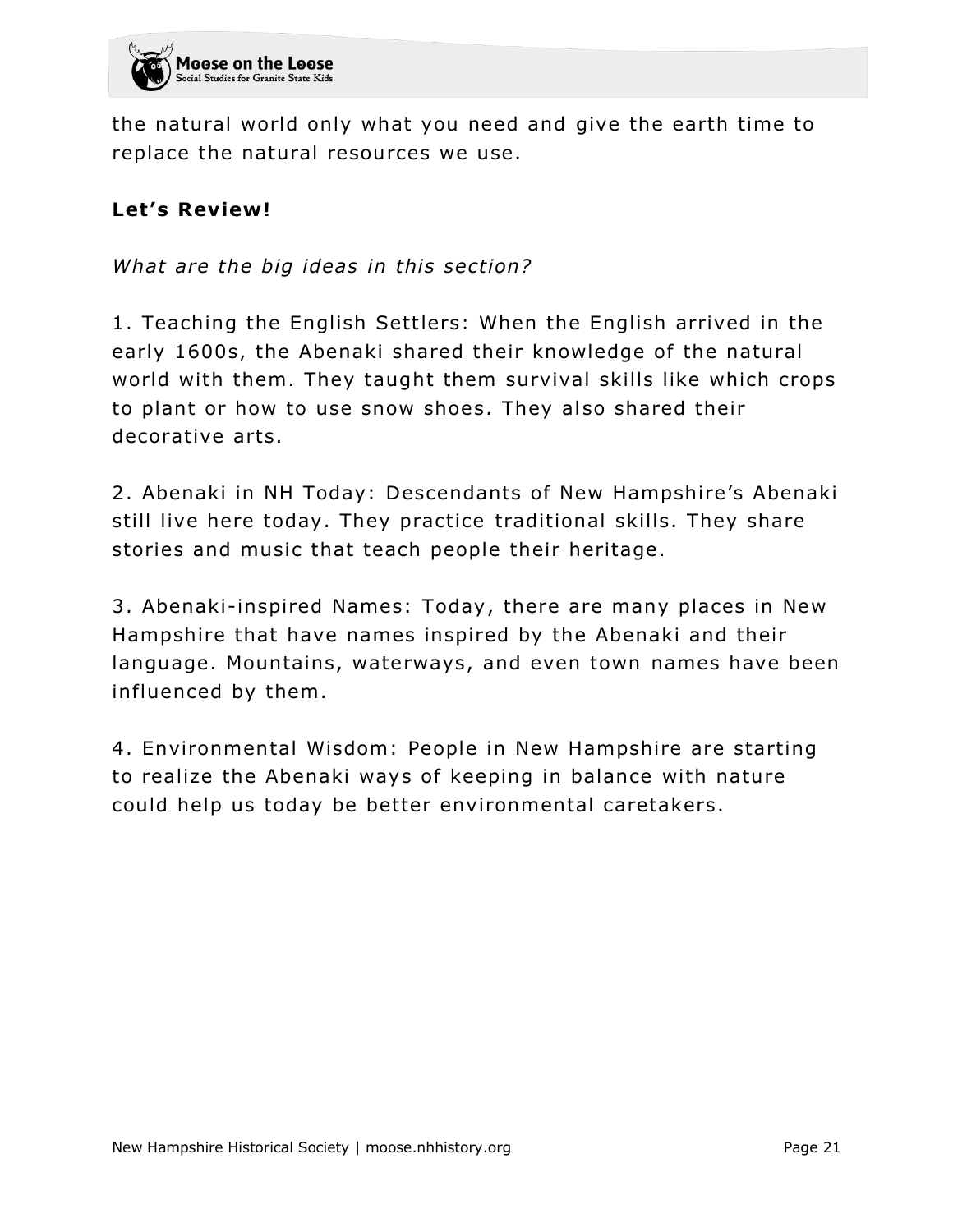the natural world only what you need and give the earth time to replace the natural resources we use.

**Let's Review!**

*What are the big ideas in this section?*

1. Teaching the English Settlers: When the English arrived in the early 1600s, the Abenaki shared their knowledge of the natural world with them. They taught them survival skills like which crops to plant or how to use snow shoes. They also shared their decorative arts.

2. Abenaki in NH Today: Descendants of New Hampshire's Abenaki still live here today. They practice traditional skills. They share stories and music that teach people their heritage.

3. Abenaki-inspired Names: Today, there are many places in New Hampshire that have names inspired by the Abenaki and their language. Mountains, waterways, and even town names have been influenced by them.

4. Environmental Wisdom: People in New Hampshire are starting to realize the Abenaki ways of keeping in balance with nature could help us today be better environmental caretakers.